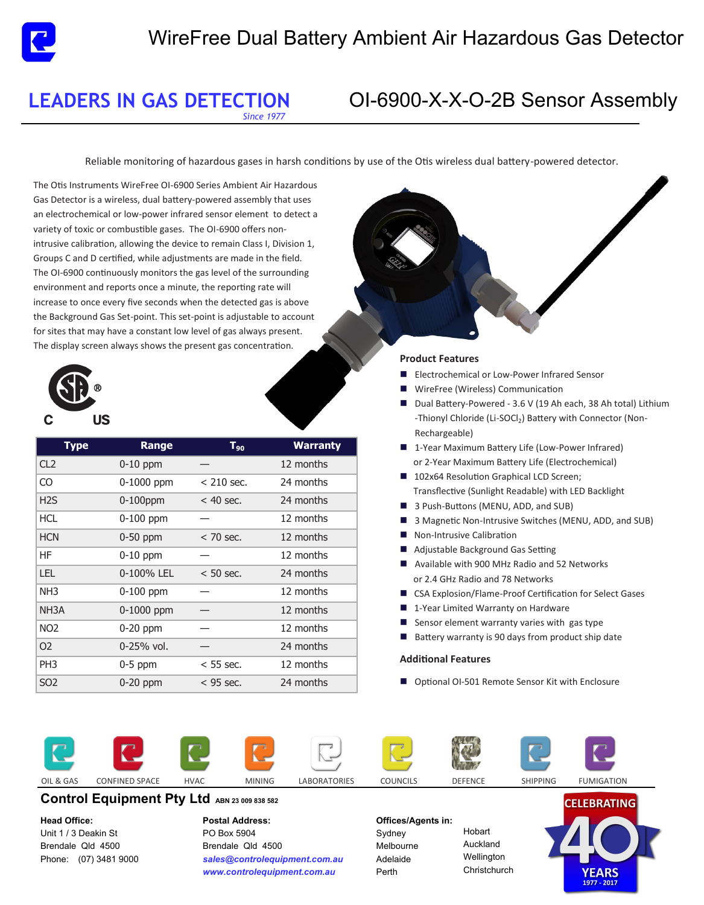# WireFree Dual Battery Ambient Air Hazardous Gas Detector

## LEADERS IN GAS DETECTION

*Since 1977*

## OI-6900-X-X-O-2B Sensor Assembly

Reliable monitoring of hazardous gases in harsh conditions by use of the Otis wireless dual battery-powered detector.

The Otis Instruments WireFree OI-6900 Series Ambient Air Hazardous Gas Detector is a wireless, dual battery-powered assembly that uses an electrochemical or low-power infrared sensor element to detect a variety of toxic or combustible gases. The OI-6900 offers non-intrusive calibration, allowing the device to remain Class I, Division 1, Groups C and D certified, while adjustments are made in the field. The OI-6900 continuously monitors the gas level of the surrounding environment and reports once a minute, the reporting rate will increase to once every five seconds when the detected gas is above the Background Gas Set-point. This set-point is adjustable to account for sites that may have a constant low level of gas always present. The display screen always shows the present gas concentration.

C US

| Type | Range | $T_{90}$ | Warranty |
|---|---|---|---|
| CL2 | 0-10 ppm | — | 12 months |
| CO | 0-1000 ppm | < 210 sec. | 24 months |
| H2S | 0-100ppm | < 40 sec. | 24 months |
| HCL | 0-100 ppm | — | 12 months |
| HCN | 0-50 ppm | < 70 sec. | 12 months |
| HF | 0-10 ppm | — | 12 months |
| LEL | 0-100% LEL | < 50 sec. | 24 months |
| NH3 | 0-100 ppm | — | 12 months |
| NH3A | 0-1000 ppm | — | 12 months |
| NO2 | 0-20 ppm | — | 12 months |
| O2 | 0-25% vol. | — | 24 months |
| PH3 | 0-5 ppm | < 55 sec. | 12 months |
| SO2 | 0-20 ppm | < 95 sec. | 24 months |

### Product Features

- Electrochemical or Low-Power Infrared Sensor
- WireFree (Wireless) Communication
- Dual Battery-Powered - 3.6 V (19 Ah each, 38 Ah total) Lithium -Thionyl Chloride (Li-$SOCl_2$) Battery with Connector (Non-Rechargeable)
- 1-Year Maximum Battery Life (Low-Power Infrared) or 2-Year Maximum Battery Life (Electrochemical)
- 102x64 Resolution Graphical LCD Screen; Transflective (Sunlight Readable) with LED Backlight
- 3 Push-Buttons (MENU, ADD, and SUB)
- 3 Magnetic Non-Intrusive Switches (MENU, ADD, and SUB)
- Non-Intrusive Calibration
- Adjustable Background Gas Setting
- Available with 900 MHz Radio and 52 Networks or 2.4 GHz Radio and 78 Networks
- CSA Explosion/Flame-Proof Certification for Select Gases
- 1-Year Limited Warranty on Hardware
- Sensor element warranty varies with gas type
- Battery warranty is 90 days from product ship date

### Additional Features

- Optional OI-501 Remote Sensor Kit with Enclosure

OIL & GAS | CONFINED SPACE | HVAC | MINING | LABORATORIES | COUNCILS | DEFENCE | SHIPPING | FUMIGATION

**Control Equipment Pty Ltd** ABN 23 009 838 582

**Head Office:**
Unit 1 / 3 Deakin St
Brendale Qld 4500
Phone: (07) 3481 9000

**Postal Address:**
PO Box 5904
Brendale Qld 4500
*sales@controlequipment.com.au*
*www.controlequipment.com.au*

**Offices/Agents in:**
Sydney
Melbourne
Adelaide
Perth
Hobart
Auckland
Wellington
Christchurch

CELEBRATING 40 YEARS 1977 - 2017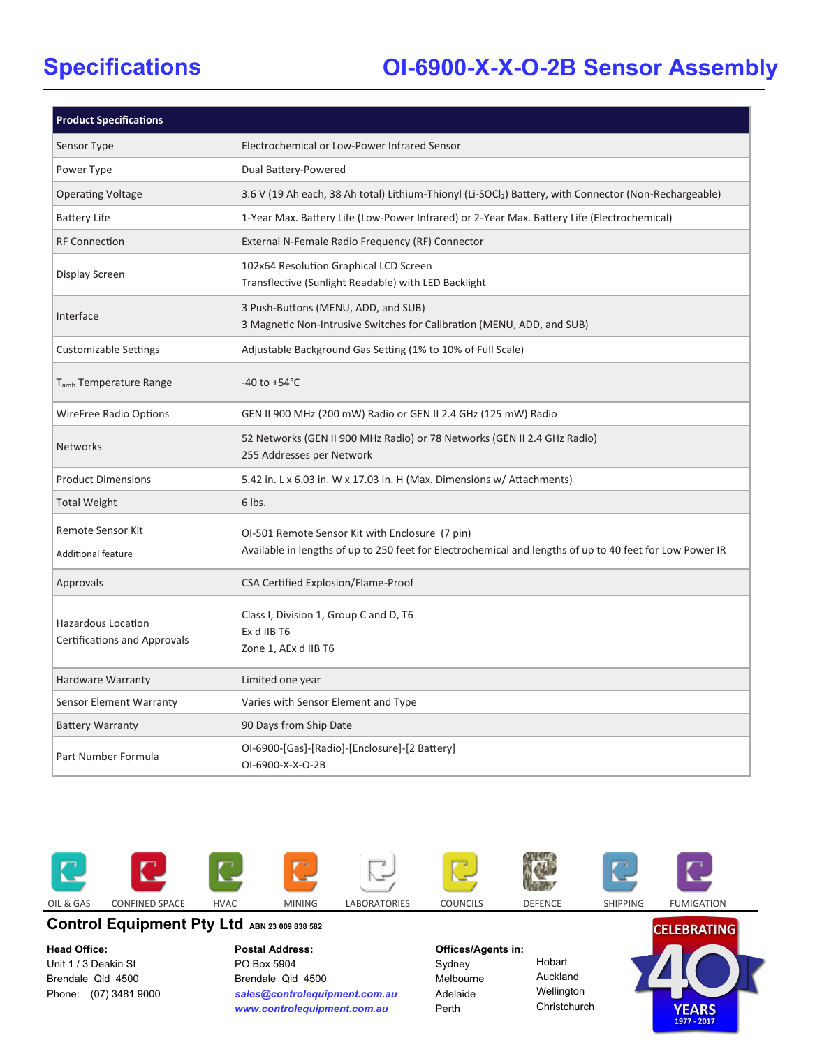# Specifications

# OI-6900-X-X-O-2B Sensor Assembly

| Product Specifications | |
|---|---|
| Sensor Type | Electrochemical or Low-Power Infrared Sensor |
| Power Type | Dual Battery-Powered |
| Operating Voltage | 3.6 V (19 Ah each, 38 Ah total) Lithium-Thionyl (Li-$SOCl_2$) Battery, with Connector (Non-Rechargeable) |
| Battery Life | 1-Year Max. Battery Life (Low-Power Infrared) or 2-Year Max. Battery Life (Electrochemical) |
| RF Connection | External N-Female Radio Frequency (RF) Connector |
| Display Screen | 102x64 Resolution Graphical LCD Screen<br>Transflective (Sunlight Readable) with LED Backlight |
| Interface | 3 Push-Buttons (MENU, ADD, and SUB)<br>3 Magnetic Non-Intrusive Switches for Calibration (MENU, ADD, and SUB) |
| Customizable Settings | Adjustable Background Gas Setting (1% to 10% of Full Scale) |
| $T_{amb}$ Temperature Range | -40 to +54°C |
| WireFree Radio Options | GEN II 900 MHz (200 mW) Radio or GEN II 2.4 GHz (125 mW) Radio |
| Networks | 52 Networks (GEN II 900 MHz Radio) or 78 Networks (GEN II 2.4 GHz Radio)<br>255 Addresses per Network |
| Product Dimensions | 5.42 in. L x 6.03 in. W x 17.03 in. H (Max. Dimensions w/ Attachments) |
| Total Weight | 6 lbs. |
| Remote Sensor Kit<br>Additional feature | OI-501 Remote Sensor Kit with Enclosure (7 pin)<br>Available in lengths of up to 250 feet for Electrochemical and lengths of up to 40 feet for Low Power IR |
| Approvals | CSA Certified Explosion/Flame-Proof |
| Hazardous Location Certifications and Approvals | Class I, Division 1, Group C and D, T6<br>Ex d IIB T6<br>Zone 1, AEx d IIB T6 |
| Hardware Warranty | Limited one year |
| Sensor Element Warranty | Varies with Sensor Element and Type |
| Battery Warranty | 90 Days from Ship Date |
| Part Number Formula | OI-6900-[Gas]-[Radio]-[Enclosure]-[2 Battery]<br>OI-6900-X-X-O-2B |

OIL & GAS | CONFINED SPACE | HVAC | MINING | LABORATORIES | COUNCILS | DEFENCE | SHIPPING | FUMIGATION

**Control Equipment Pty Ltd** ABN 23 009 838 582

**Head Office:**
Unit 1 / 3 Deakin St
Brendale Qld 4500
Phone: (07) 3481 9000

**Postal Address:**
PO Box 5904
Brendale Qld 4500
*sales@controlequipment.com.au*
*www.controlequipment.com.au*

**Offices/Agents in:**
Sydney
Melbourne
Adelaide
Perth
Hobart
Auckland
Wellington
Christchurch

CELEBRATING 40 YEARS 1977 - 2017